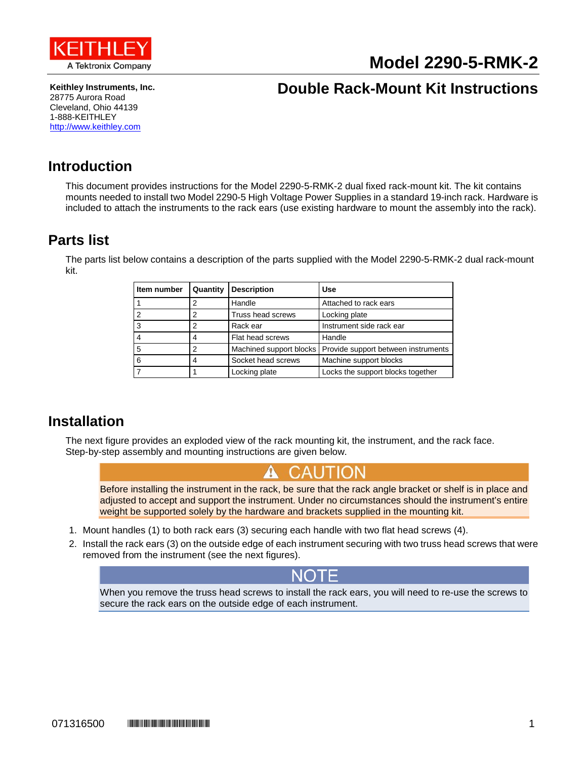KEITHLEY
A Tektronix Company

# Model 2290-5-RMK-2

## Double Rack-Mount Kit Instructions

**Keithley Instruments, Inc.**
28775 Aurora Road
Cleveland, Ohio 44139
1-888-KEITHLEY
http://www.keithley.com

## Introduction

This document provides instructions for the Model 2290-5-RMK-2 dual fixed rack-mount kit. The kit contains mounts needed to install two Model 2290-5 High Voltage Power Supplies in a standard 19-inch rack. Hardware is included to attach the instruments to the rack ears (use existing hardware to mount the assembly into the rack).

## Parts list

The parts list below contains a description of the parts supplied with the Model 2290-5-RMK-2 dual rack-mount kit.

| Item number | Quantity | Description | Use |
|---|---|---|---|
| 1 | 2 | Handle | Attached to rack ears |
| 2 | 2 | Truss head screws | Locking plate |
| 3 | 2 | Rack ear | Instrument side rack ear |
| 4 | 4 | Flat head screws | Handle |
| 5 | 2 | Machined support blocks | Provide support between instruments |
| 6 | 4 | Socket head screws | Machine support blocks |
| 7 | 1 | Locking plate | Locks the support blocks together |

## Installation

The next figure provides an exploded view of the rack mounting kit, the instrument, and the rack face. Step-by-step assembly and mounting instructions are given below.

> **⚠ CAUTION**
>
> Before installing the instrument in the rack, be sure that the rack angle bracket or shelf is in place and adjusted to accept and support the instrument. Under no circumstances should the instrument's entire weight be supported solely by the hardware and brackets supplied in the mounting kit.

1. Mount handles (1) to both rack ears (3) securing each handle with two flat head screws (4).
2. Install the rack ears (3) on the outside edge of each instrument securing with two truss head screws that were removed from the instrument (see the next figures).

> **NOTE**
>
> When you remove the truss head screws to install the rack ears, you will need to re-use the screws to secure the rack ears on the outside edge of each instrument.

071316500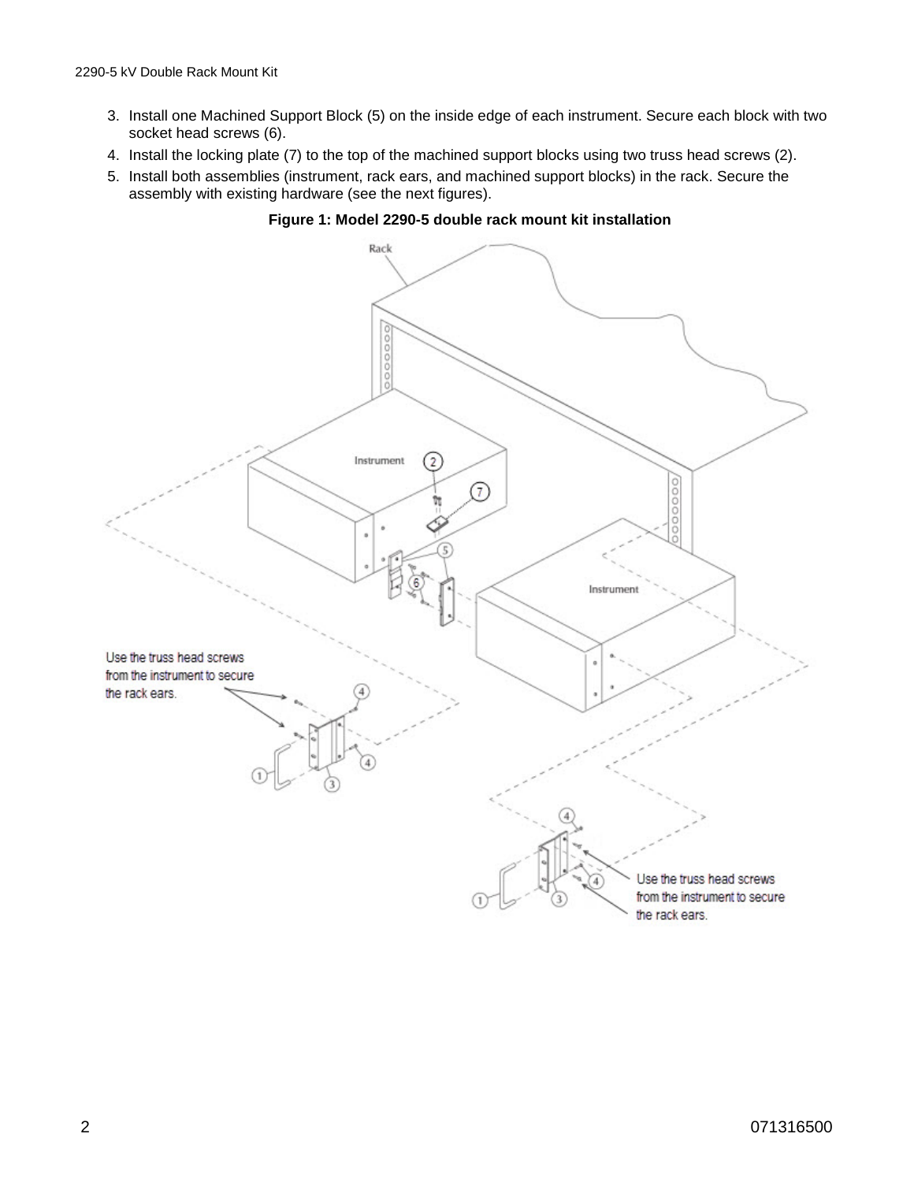3. Install one Machined Support Block (5) on the inside edge of each instrument. Secure each block with two socket head screws (6).
4. Install the locking plate (7) to the top of the machined support blocks using two truss head screws (2).
5. Install both assemblies (instrument, rack ears, and machined support blocks) in the rack. Secure the assembly with existing hardware (see the next figures).

**Figure 1: Model 2290-5 double rack mount kit installation**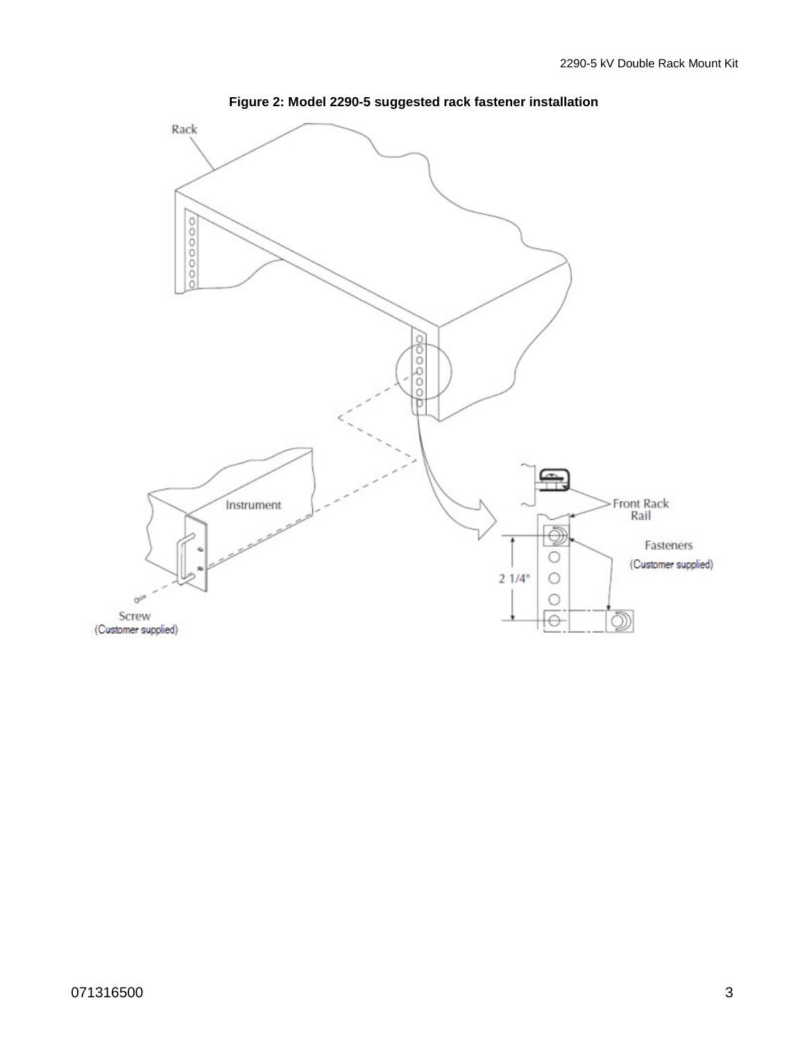**Figure 2: Model 2290-5 suggested rack fastener installation**

Rack

Instrument

Screw
(Customer supplied)

Front Rack
Rail

Fasteners
(Customer supplied)

2 1/4"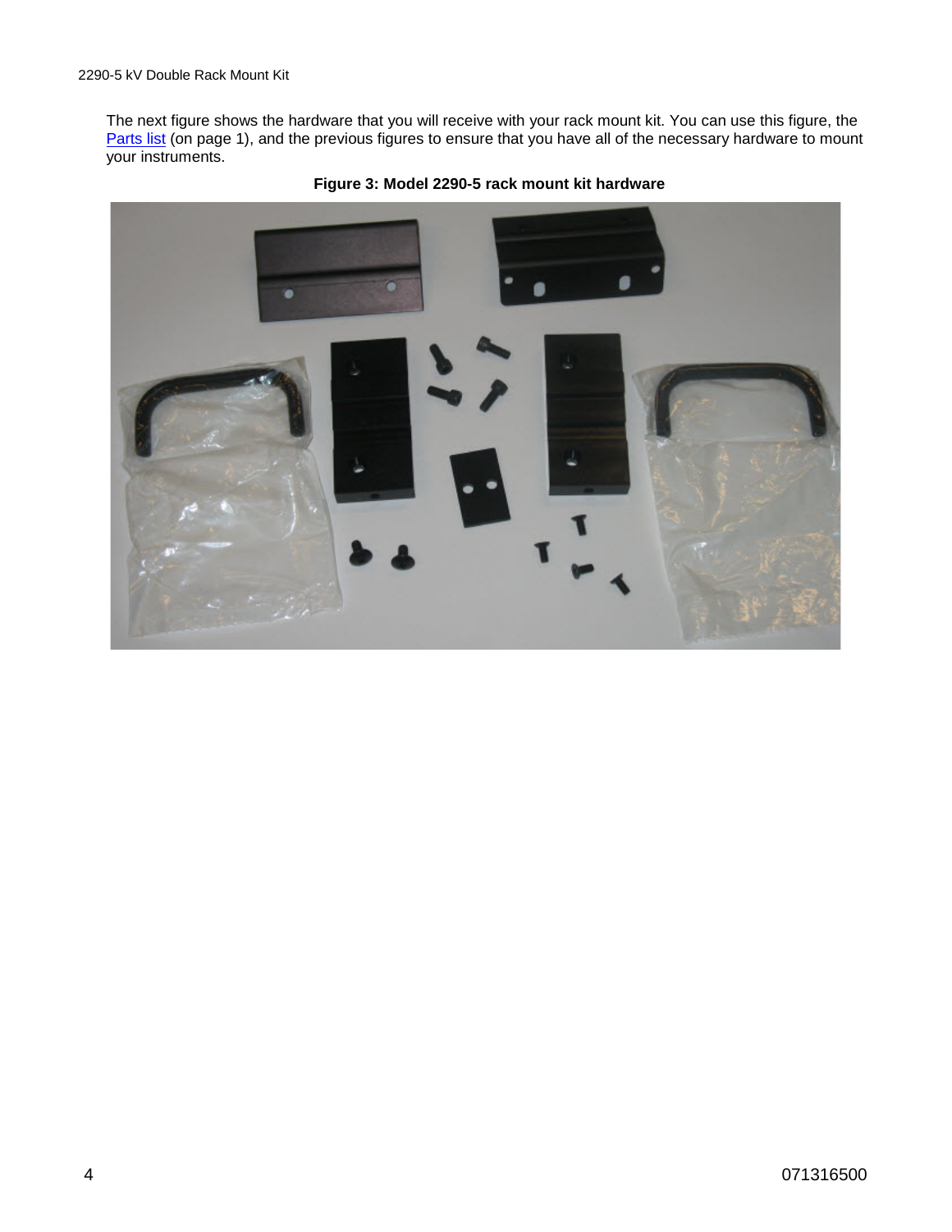The next figure shows the hardware that you will receive with your rack mount kit. You can use this figure, the [Parts list](#) (on page 1), and the previous figures to ensure that you have all of the necessary hardware to mount your instruments.

**Figure 3: Model 2290-5 rack mount kit hardware**